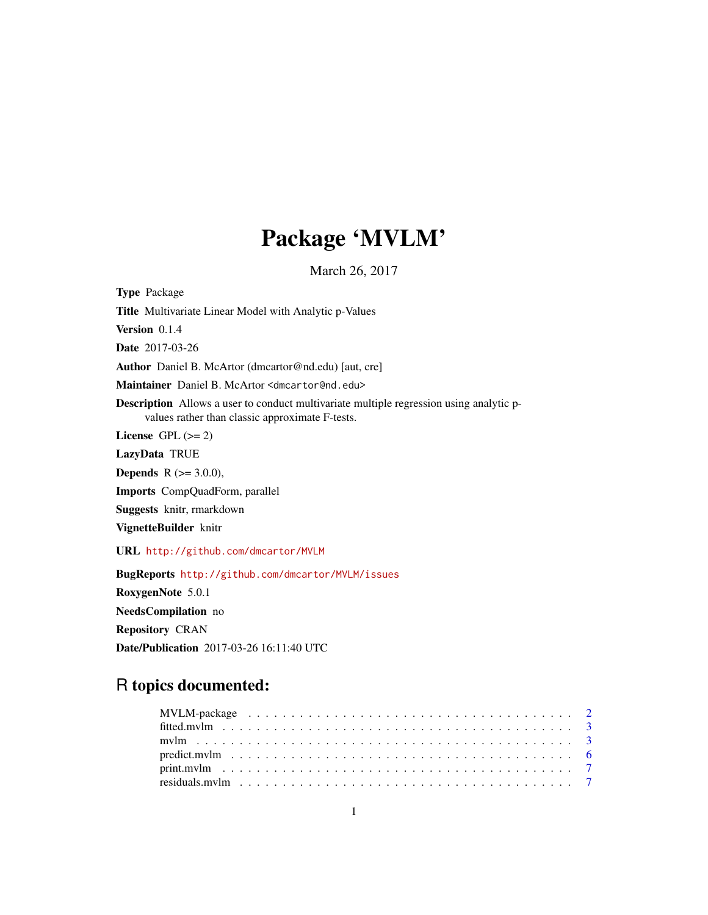# Package 'MVLM'

March 26, 2017

**Type** Package

**Title** Multivariate Linear Model with Analytic p-Values

**Version** 0.1.4

**Date** 2017-03-26

**Author** Daniel B. McArtor (dmcartor@nd.edu) [aut, cre]

**Maintainer** Daniel B. McArtor <dmcartor@nd.edu>

**Description** Allows a user to conduct multivariate multiple regression using analytic p-values rather than classic approximate F-tests.

**License** GPL (>= 2)

**LazyData** TRUE

**Depends** R (>= 3.0.0),

**Imports** CompQuadForm, parallel

**Suggests** knitr, rmarkdown

**VignetteBuilder** knitr

**URL** http://github.com/dmcartor/MVLM

**BugReports** http://github.com/dmcartor/MVLM/issues

**RoxygenNote** 5.0.1

**NeedsCompilation** no

**Repository** CRAN

**Date/Publication** 2017-03-26 16:11:40 UTC

## R topics documented:

- MVLM-package . . . . . . . . . . . . . . . . . . . . . . . . . . . . . . . . . . . . . . 2
- fitted.mvlm . . . . . . . . . . . . . . . . . . . . . . . . . . . . . . . . . . . . . . . . 3
- mvlm . . . . . . . . . . . . . . . . . . . . . . . . . . . . . . . . . . . . . . . . . . . 3
- predict.mvlm . . . . . . . . . . . . . . . . . . . . . . . . . . . . . . . . . . . . . . . 6
- print.mvlm . . . . . . . . . . . . . . . . . . . . . . . . . . . . . . . . . . . . . . . . 7
- residuals.mvlm . . . . . . . . . . . . . . . . . . . . . . . . . . . . . . . . . . . . . . 7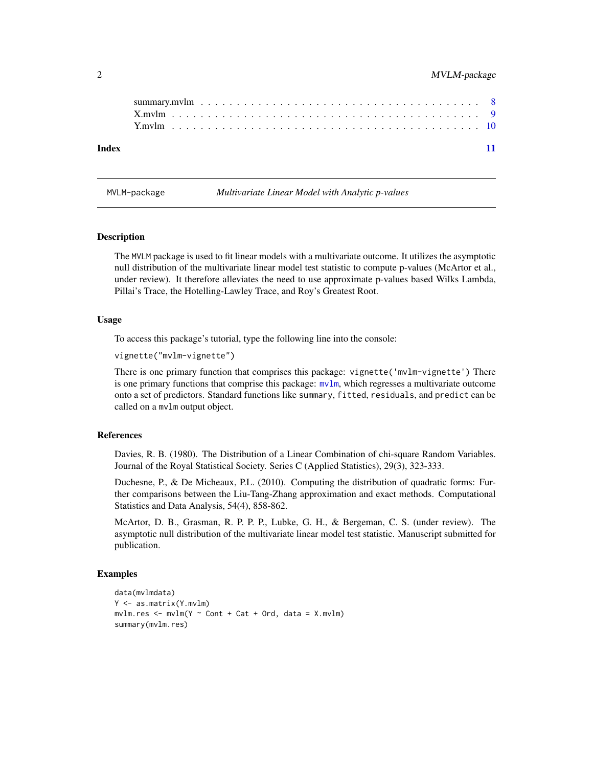summary.mvlm . . . . . . . . . . . . . . . . . . . . . . . . . . . . . . . . . . . . 8
X.mvlm . . . . . . . . . . . . . . . . . . . . . . . . . . . . . . . . . . . . . . . 9
Y.mvlm . . . . . . . . . . . . . . . . . . . . . . . . . . . . . . . . . . . . . . . 10

**Index** 11

---

## MVLM-package — *Multivariate Linear Model with Analytic p-values*

### Description

The MVLM package is used to fit linear models with a multivariate outcome. It utilizes the asymptotic null distribution of the multivariate linear model test statistic to compute p-values (McArtor et al., under review). It therefore alleviates the need to use approximate p-values based Wilks Lambda, Pillai's Trace, the Hotelling-Lawley Trace, and Roy's Greatest Root.

### Usage

To access this package's tutorial, type the following line into the console:

```
vignette("mvlm-vignette")
```

There is one primary function that comprises this package: `vignette('mvlm-vignette')` There is one primary functions that comprise this package: `mvlm`, which regresses a multivariate outcome onto a set of predictors. Standard functions like `summary`, `fitted`, `residuals`, and `predict` can be called on a `mvlm` output object.

### References

Davies, R. B. (1980). The Distribution of a Linear Combination of chi-square Random Variables. Journal of the Royal Statistical Society. Series C (Applied Statistics), 29(3), 323-333.

Duchesne, P., & De Micheaux, P.L. (2010). Computing the distribution of quadratic forms: Further comparisons between the Liu-Tang-Zhang approximation and exact methods. Computational Statistics and Data Analysis, 54(4), 858-862.

McArtor, D. B., Grasman, R. P. P. P., Lubke, G. H., & Bergeman, C. S. (under review). The asymptotic null distribution of the multivariate linear model test statistic. Manuscript submitted for publication.

### Examples

```
data(mvlmdata)
Y <- as.matrix(Y.mvlm)
mvlm.res <- mvlm(Y ~ Cont + Cat + Ord, data = X.mvlm)
summary(mvlm.res)
```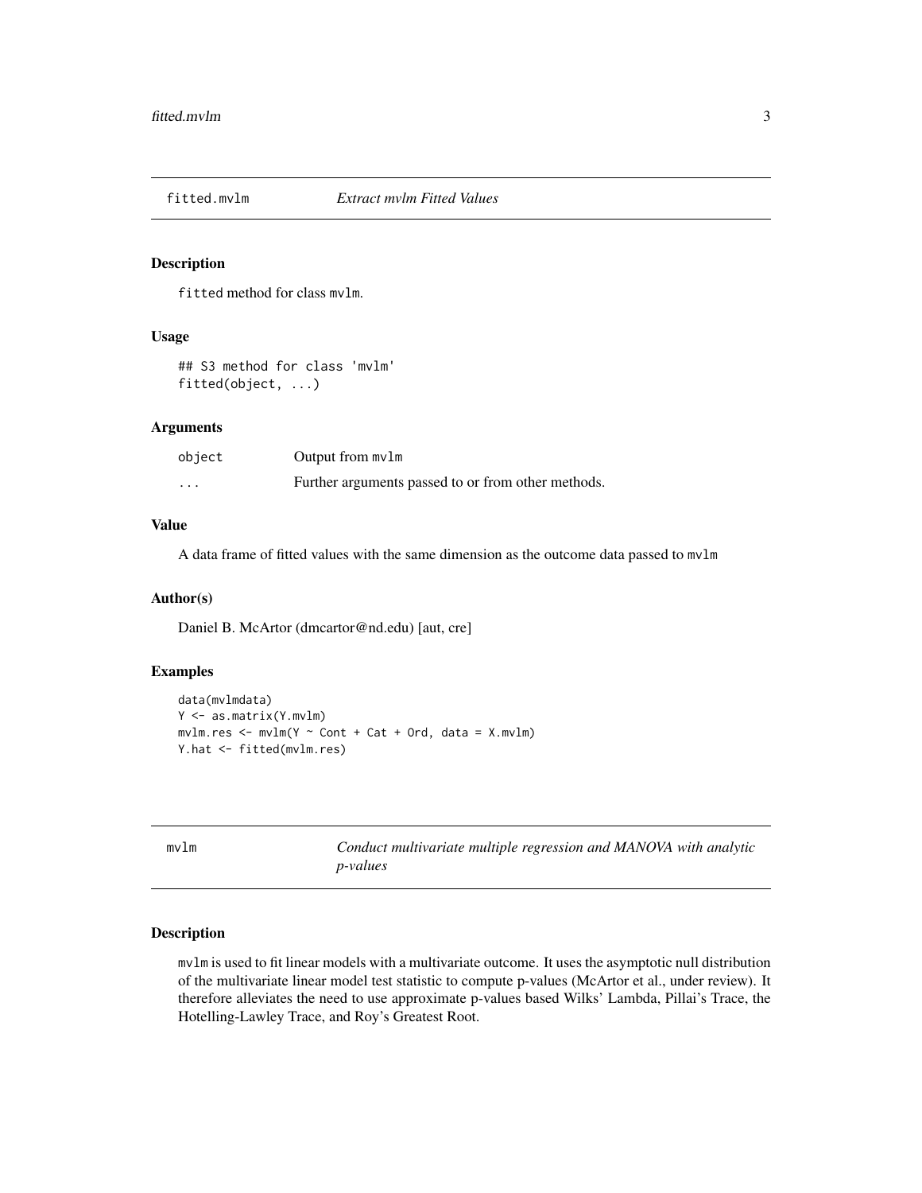## fitted.mvlm *Extract mvlm Fitted Values*

### Description

`fitted` method for class `mvlm`.

### Usage

```
## S3 method for class 'mvlm'
fitted(object, ...)
```

### Arguments

| | |
|---|---|
| `object` | Output from `mvlm` |
| `...` | Further arguments passed to or from other methods. |

### Value

A data frame of fitted values with the same dimension as the outcome data passed to `mvlm`

### Author(s)

Daniel B. McArtor (dmcartor@nd.edu) [aut, cre]

### Examples

```
data(mvlmdata)
Y <- as.matrix(Y.mvlm)
mvlm.res <- mvlm(Y ~ Cont + Cat + Ord, data = X.mvlm)
Y.hat <- fitted(mvlm.res)
```

## mvlm *Conduct multivariate multiple regression and MANOVA with analytic p-values*

### Description

`mvlm` is used to fit linear models with a multivariate outcome. It uses the asymptotic null distribution of the multivariate linear model test statistic to compute p-values (McArtor et al., under review). It therefore alleviates the need to use approximate p-values based Wilks' Lambda, Pillai's Trace, the Hotelling-Lawley Trace, and Roy's Greatest Root.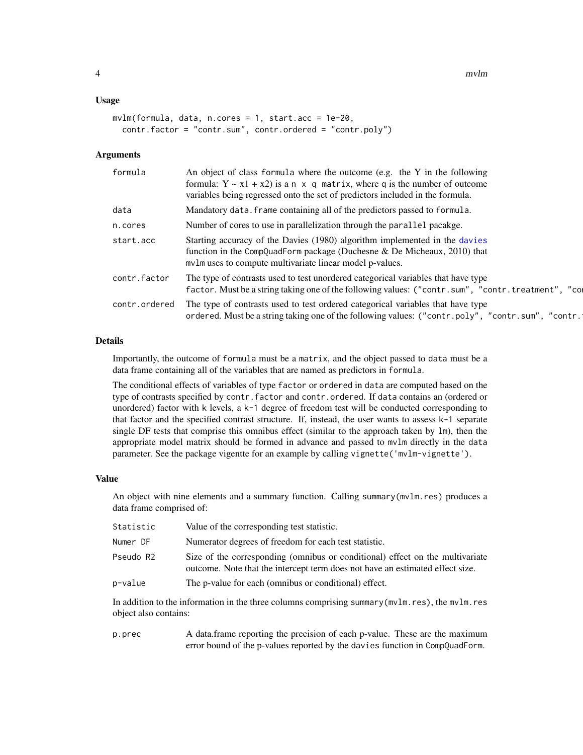### Usage

```
mvlm(formula, data, n.cores = 1, start.acc = 1e-20,
  contr.factor = "contr.sum", contr.ordered = "contr.poly")
```

### Arguments

| | |
|---|---|
| formula | An object of class formula where the outcome (e.g. the Y in the following formula: Y ~ x1 + x2) is a n x q matrix, where q is the number of outcome variables being regressed onto the set of predictors included in the formula. |
| data | Mandatory data.frame containing all of the predictors passed to formula. |
| n.cores | Number of cores to use in parallelization through the parallel pacakge. |
| start.acc | Starting accuracy of the Davies (1980) algorithm implemented in the davies function in the CompQuadForm package (Duchesne & De Micheaux, 2010) that mvlm uses to compute multivariate linear model p-values. |
| contr.factor | The type of contrasts used to test unordered categorical variables that have type factor. Must be a string taking one of the following values: ("contr.sum", "contr.treatment", "co |
| contr.ordered | The type of contrasts used to test ordered categorical variables that have type ordered. Must be a string taking one of the following values: ("contr.poly", "contr.sum", "contr. |

### Details

Importantly, the outcome of formula must be a matrix, and the object passed to data must be a data frame containing all of the variables that are named as predictors in formula.

The conditional effects of variables of type factor or ordered in data are computed based on the type of contrasts specified by contr.factor and contr.ordered. If data contains an (ordered or unordered) factor with k levels, a k-1 degree of freedom test will be conducted corresponding to that factor and the specified contrast structure. If, instead, the user wants to assess k-1 separate single DF tests that comprise this omnibus effect (similar to the approach taken by lm), then the appropriate model matrix should be formed in advance and passed to mvlm directly in the data parameter. See the package vigentte for an example by calling vignette('mvlm-vignette').

### Value

An object with nine elements and a summary function. Calling summary(mvlm.res) produces a data frame comprised of:

| | |
|---|---|
| Statistic | Value of the corresponding test statistic. |
| Numer DF | Numerator degrees of freedom for each test statistic. |
| Pseudo R2 | Size of the corresponding (omnibus or conditional) effect on the multivariate outcome. Note that the intercept term does not have an estimated effect size. |
| p-value | The p-value for each (omnibus or conditional) effect. |

In addition to the information in the three columns comprising summary(mvlm.res), the mvlm.res object also contains:

| | |
|---|---|
| p.prec | A data.frame reporting the precision of each p-value. These are the maximum error bound of the p-values reported by the davies function in CompQuadForm. |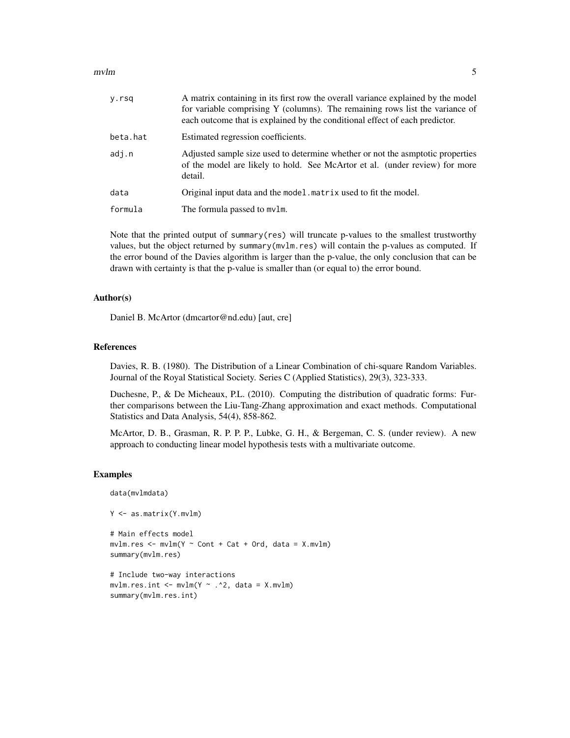| | |
|---|---|
| y.rsq | A matrix containing in its first row the overall variance explained by the model for variable comprising Y (columns). The remaining rows list the variance of each outcome that is explained by the conditional effect of each predictor. |
| beta.hat | Estimated regression coefficients. |
| adj.n | Adjusted sample size used to determine whether or not the asmptotic properties of the model are likely to hold. See McArtor et al. (under review) for more detail. |
| data | Original input data and the `model.matrix` used to fit the model. |
| formula | The formula passed to `mvlm`. |

Note that the printed output of `summary(res)` will truncate p-values to the smallest trustworthy values, but the object returned by `summary(mvlm.res)` will contain the p-values as computed. If the error bound of the Davies algorithm is larger than the p-value, the only conclusion that can be drawn with certainty is that the p-value is smaller than (or equal to) the error bound.

### Author(s)

Daniel B. McArtor (dmcartor@nd.edu) [aut, cre]

### References

Davies, R. B. (1980). The Distribution of a Linear Combination of chi-square Random Variables. Journal of the Royal Statistical Society. Series C (Applied Statistics), 29(3), 323-333.

Duchesne, P., & De Micheaux, P.L. (2010). Computing the distribution of quadratic forms: Further comparisons between the Liu-Tang-Zhang approximation and exact methods. Computational Statistics and Data Analysis, 54(4), 858-862.

McArtor, D. B., Grasman, R. P. P. P., Lubke, G. H., & Bergeman, C. S. (under review). A new approach to conducting linear model hypothesis tests with a multivariate outcome.

### Examples

```
data(mvlmdata)

Y <- as.matrix(Y.mvlm)

# Main effects model
mvlm.res <- mvlm(Y ~ Cont + Cat + Ord, data = X.mvlm)
summary(mvlm.res)

# Include two-way interactions
mvlm.res.int <- mvlm(Y ~ .^2, data = X.mvlm)
summary(mvlm.res.int)
```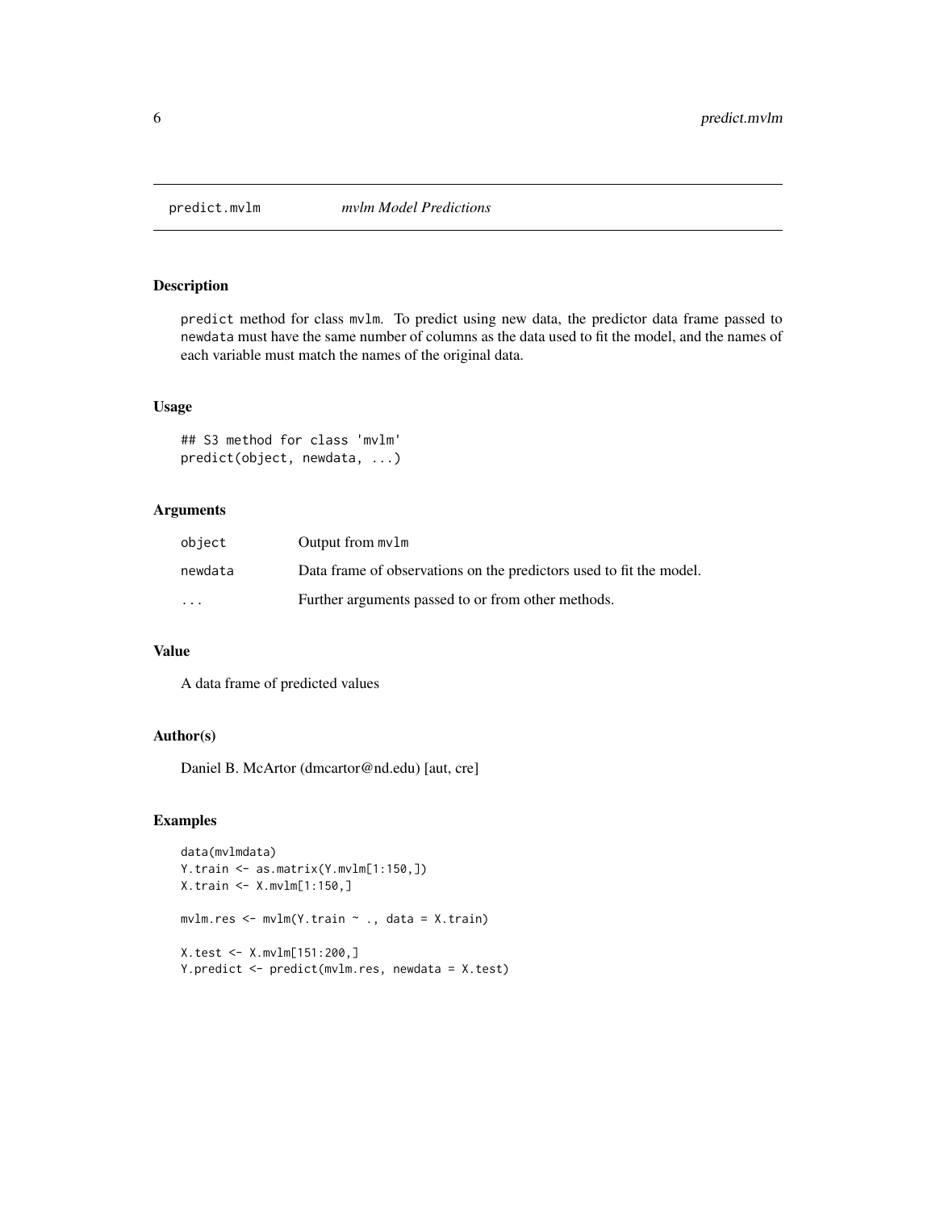## predict.mvlm — *mvlm Model Predictions*

### Description

predict method for class mvlm. To predict using new data, the predictor data frame passed to newdata must have the same number of columns as the data used to fit the model, and the names of each variable must match the names of the original data.

### Usage

```
## S3 method for class 'mvlm'
predict(object, newdata, ...)
```

### Arguments

| | |
|---|---|
| object | Output from mvlm |
| newdata | Data frame of observations on the predictors used to fit the model. |
| ... | Further arguments passed to or from other methods. |

### Value

A data frame of predicted values

### Author(s)

Daniel B. McArtor (dmcartor@nd.edu) [aut, cre]

### Examples

```
data(mvlmdata)
Y.train <- as.matrix(Y.mvlm[1:150,])
X.train <- X.mvlm[1:150,]

mvlm.res <- mvlm(Y.train ~ ., data = X.train)

X.test <- X.mvlm[151:200,]
Y.predict <- predict(mvlm.res, newdata = X.test)
```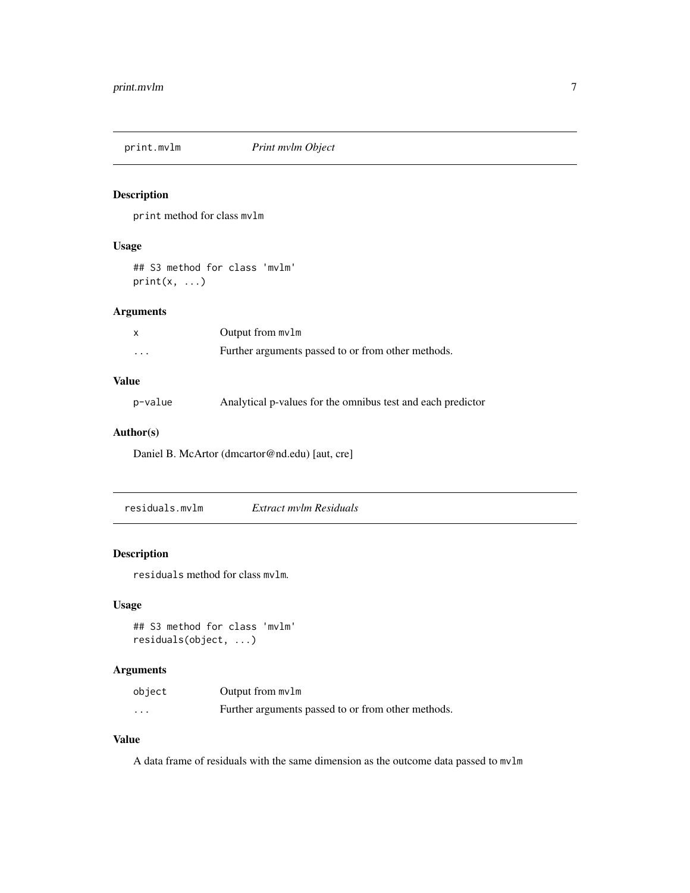## print.mvlm *Print mvlm Object*

### Description

print method for class mvlm

### Usage

```
## S3 method for class 'mvlm'
print(x, ...)
```

### Arguments

| | |
|---|---|
| x | Output from mvlm |
| ... | Further arguments passed to or from other methods. |

### Value

| | |
|---|---|
| p-value | Analytical p-values for the omnibus test and each predictor |

### Author(s)

Daniel B. McArtor (dmcartor@nd.edu) [aut, cre]

## residuals.mvlm *Extract mvlm Residuals*

### Description

residuals method for class mvlm.

### Usage

```
## S3 method for class 'mvlm'
residuals(object, ...)
```

### Arguments

| | |
|---|---|
| object | Output from mvlm |
| ... | Further arguments passed to or from other methods. |

### Value

A data frame of residuals with the same dimension as the outcome data passed to mvlm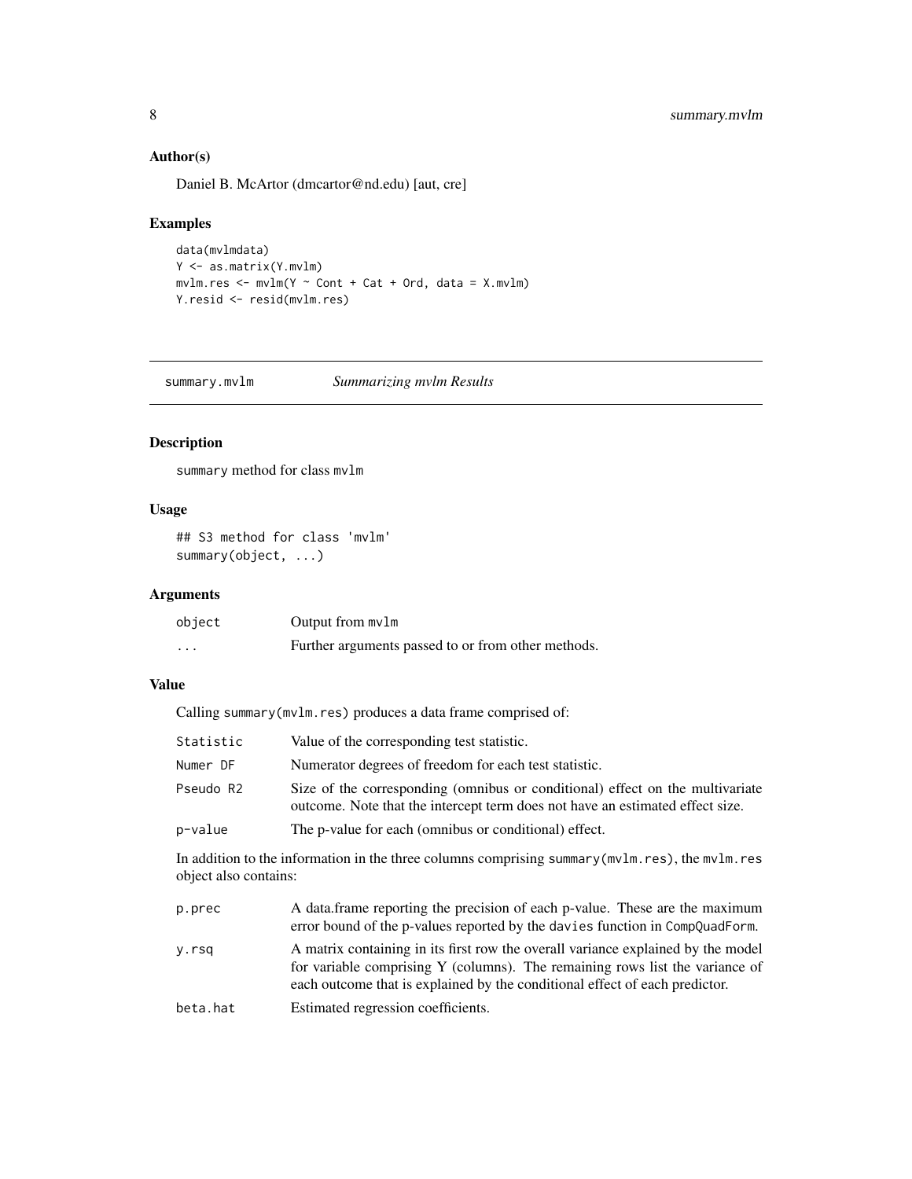### Author(s)

Daniel B. McArtor (dmcartor@nd.edu) [aut, cre]

### Examples

```
data(mvlmdata)
Y <- as.matrix(Y.mvlm)
mvlm.res <- mvlm(Y ~ Cont + Cat + Ord, data = X.mvlm)
Y.resid <- resid(mvlm.res)
```

---

## summary.mvlm    *Summarizing mvlm Results*

---

### Description

`summary` method for class `mvlm`

### Usage

```
## S3 method for class 'mvlm'
summary(object, ...)
```

### Arguments

| | |
|---|---|
| `object` | Output from `mvlm` |
| `...` | Further arguments passed to or from other methods. |

### Value

Calling `summary(mvlm.res)` produces a data frame comprised of:

| | |
|---|---|
| `Statistic` | Value of the corresponding test statistic. |
| `Numer DF` | Numerator degrees of freedom for each test statistic. |
| `Pseudo R2` | Size of the corresponding (omnibus or conditional) effect on the multivariate outcome. Note that the intercept term does not have an estimated effect size. |
| `p-value` | The p-value for each (omnibus or conditional) effect. |

In addition to the information in the three columns comprising `summary(mvlm.res)`, the `mvlm.res` object also contains:

| | |
|---|---|
| `p.prec` | A data.frame reporting the precision of each p-value. These are the maximum error bound of the p-values reported by the `davies` function in `CompQuadForm`. |
| `y.rsq` | A matrix containing in its first row the overall variance explained by the model for variable comprising Y (columns). The remaining rows list the variance of each outcome that is explained by the conditional effect of each predictor. |
| `beta.hat` | Estimated regression coefficients. |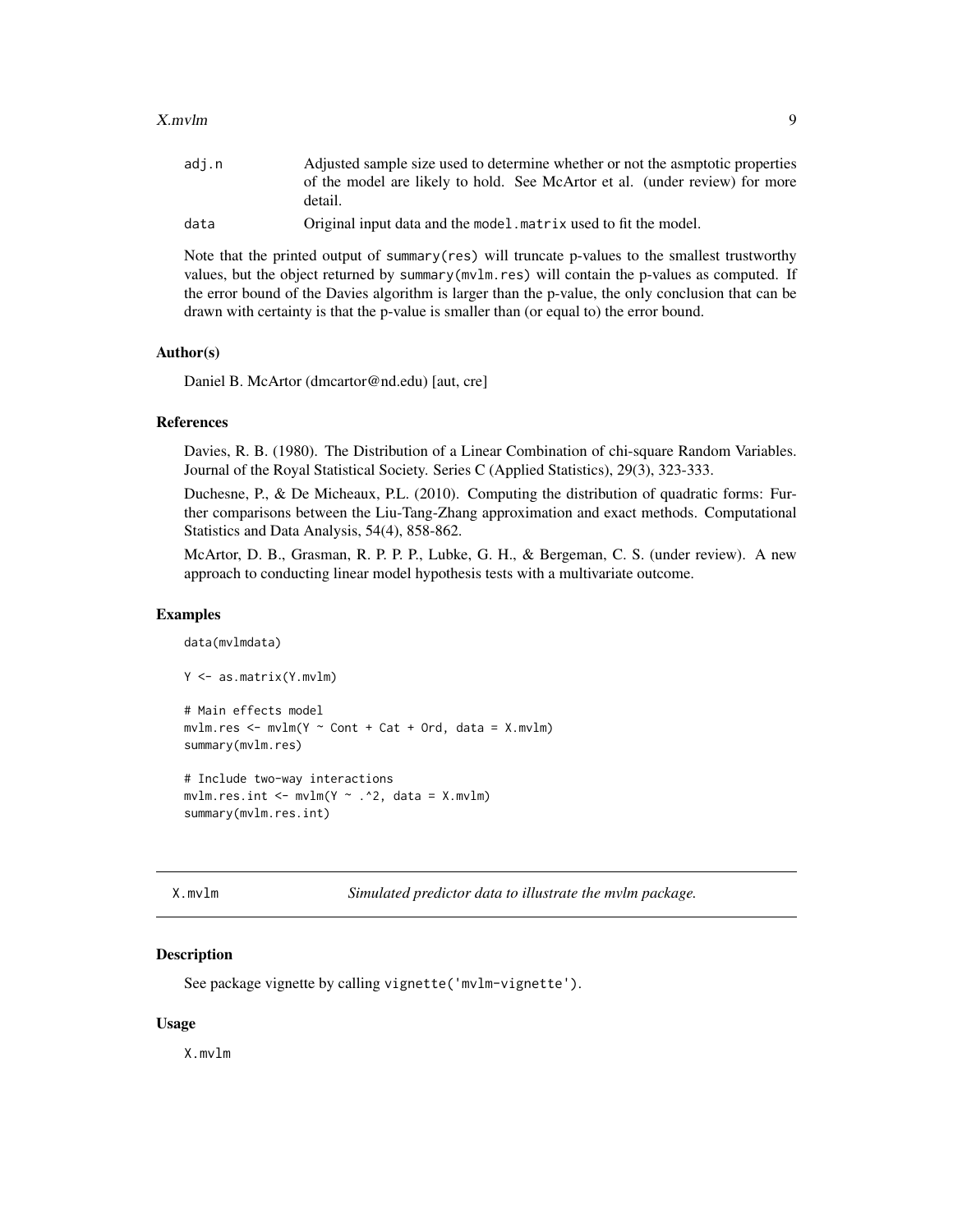| | |
|---|---|
| adj.n | Adjusted sample size used to determine whether or not the asmptotic properties of the model are likely to hold. See McArtor et al. (under review) for more detail. |
| data | Original input data and the model.matrix used to fit the model. |

Note that the printed output of summary(res) will truncate p-values to the smallest trustworthy values, but the object returned by summary(mvlm.res) will contain the p-values as computed. If the error bound of the Davies algorithm is larger than the p-value, the only conclusion that can be drawn with certainty is that the p-value is smaller than (or equal to) the error bound.

### Author(s)

Daniel B. McArtor (dmcartor@nd.edu) [aut, cre]

### References

Davies, R. B. (1980). The Distribution of a Linear Combination of chi-square Random Variables. Journal of the Royal Statistical Society. Series C (Applied Statistics), 29(3), 323-333.

Duchesne, P., & De Micheaux, P.L. (2010). Computing the distribution of quadratic forms: Further comparisons between the Liu-Tang-Zhang approximation and exact methods. Computational Statistics and Data Analysis, 54(4), 858-862.

McArtor, D. B., Grasman, R. P. P. P., Lubke, G. H., & Bergeman, C. S. (under review). A new approach to conducting linear model hypothesis tests with a multivariate outcome.

### Examples

```
data(mvlmdata)

Y <- as.matrix(Y.mvlm)

# Main effects model
mvlm.res <- mvlm(Y ~ Cont + Cat + Ord, data = X.mvlm)
summary(mvlm.res)

# Include two-way interactions
mvlm.res.int <- mvlm(Y ~ .^2, data = X.mvlm)
summary(mvlm.res.int)
```

---

## X.mvlm *Simulated predictor data to illustrate the mvlm package.*

---

### Description

See package vignette by calling vignette('mvlm-vignette').

### Usage

```
X.mvlm
```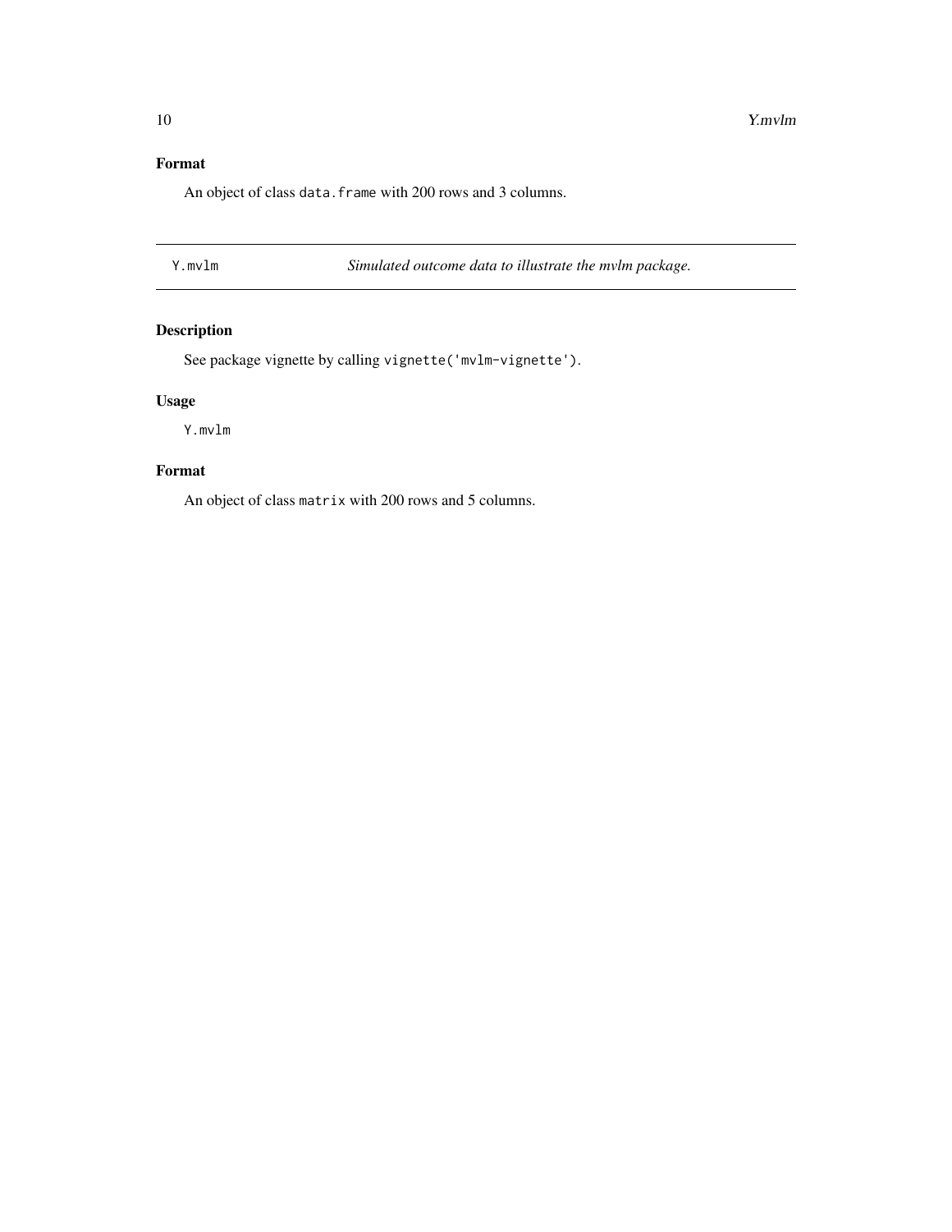## Format

An object of class `data.frame` with 200 rows and 3 columns.

---

## Y.mvlm — *Simulated outcome data to illustrate the mvlm package.*

---

### Description

See package vignette by calling `vignette('mvlm-vignette')`.

### Usage

```
Y.mvlm
```

### Format

An object of class `matrix` with 200 rows and 5 columns.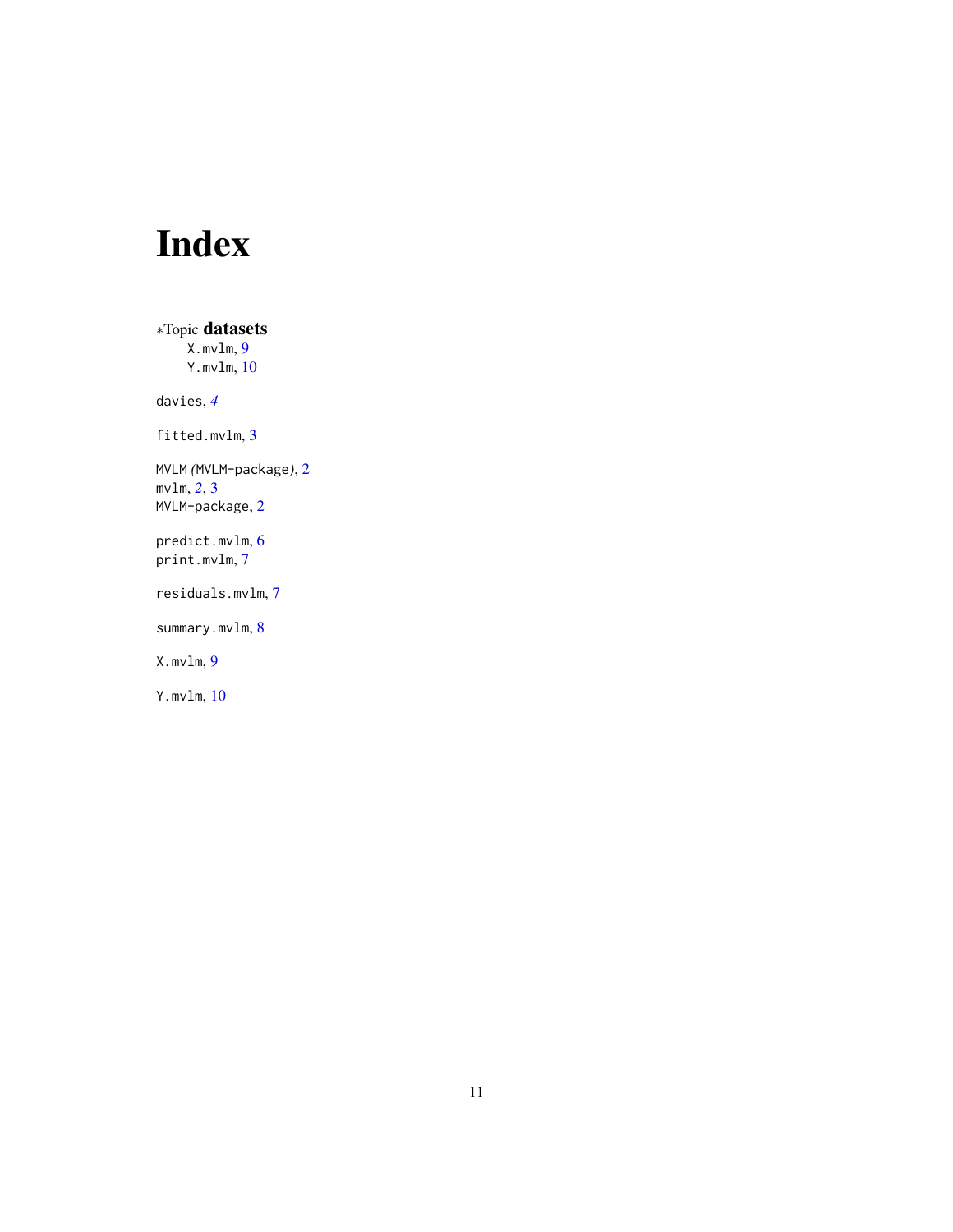# Index

*Topic **datasets**
  X.mvlm, 9
  Y.mvlm, 10

davies, *4*

fitted.mvlm, 3

MVLM (MVLM-package), 2
mvlm, *2*, 3
MVLM-package, 2

predict.mvlm, 6
print.mvlm, 7

residuals.mvlm, 7

summary.mvlm, 8

X.mvlm, 9

Y.mvlm, 10